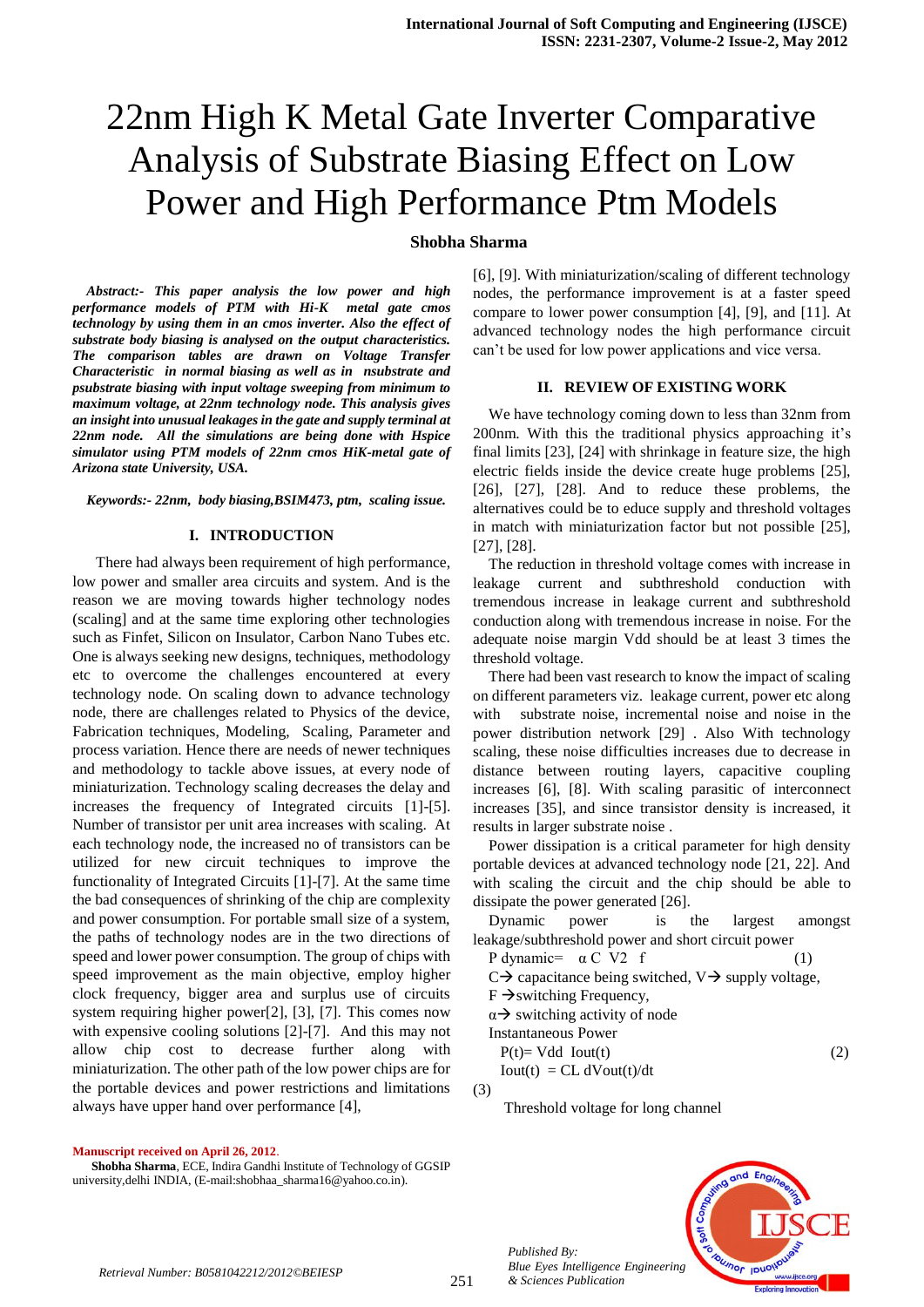# 22nm High K Metal Gate Inverter Comparative Analysis of Substrate Biasing Effect on Low Power and High Performance Ptm Models

**Shobha Sharma**

***Abstract:-* *This paper analysis the low power and high performance models of PTM with Hi-K metal gate cmos technology by using them in an cmos inverter. Also the effect of substrate body biasing is analysed on the output characteristics. The comparison tables are drawn on Voltage Transfer Characteristic in normal biasing as well as in nsubstrate and psubstrate biasing with input voltage sweeping from minimum to maximum voltage, at 22nm technology node. This analysis gives an insight into unusual leakages in the gate and supply terminal at 22nm node. All the simulations are being done with Hspice simulator using PTM models of 22nm cmos HiK-metal gate of Arizona state University, USA.***

***Keywords:-* *22nm, body biasing,BSIM473, ptm, scaling issue.***

## I. INTRODUCTION

There had always been requirement of high performance, low power and smaller area circuits and system. And is the reason we are moving towards higher technology nodes (scaling] and at the same time exploring other technologies such as Finfet, Silicon on Insulator, Carbon Nano Tubes etc. One is always seeking new designs, techniques, methodology etc to overcome the challenges encountered at every technology node. On scaling down to advance technology node, there are challenges related to Physics of the device, Fabrication techniques, Modeling, Scaling, Parameter and process variation. Hence there are needs of newer techniques and methodology to tackle above issues, at every node of miniaturization. Technology scaling decreases the delay and increases the frequency of Integrated circuits [1]-[5]. Number of transistor per unit area increases with scaling. At each technology node, the increased no of transistors can be utilized for new circuit techniques to improve the functionality of Integrated Circuits [1]-[7]. At the same time the bad consequences of shrinking of the chip are complexity and power consumption. For portable small size of a system, the paths of technology nodes are in the two directions of speed and lower power consumption. The group of chips with speed improvement as the main objective, employ higher clock frequency, bigger area and surplus use of circuits system requiring higher power[2], [3], [7]. This comes now with expensive cooling solutions [2]-[7]. And this may not allow chip cost to decrease further along with miniaturization. The other path of the low power chips are for the portable devices and power restrictions and limitations always have upper hand over performance [4], [6], [9]. With miniaturization/scaling of different technology nodes, the performance improvement is at a faster speed compare to lower power consumption [4], [9], and [11]. At advanced technology nodes the high performance circuit can't be used for low power applications and vice versa.

## II. REVIEW OF EXISTING WORK

We have technology coming down to less than 32nm from 200nm. With this the traditional physics approaching it's final limits [23], [24] with shrinkage in feature size, the high electric fields inside the device create huge problems [25], [26], [27], [28]. And to reduce these problems, the alternatives could be to educe supply and threshold voltages in match with miniaturization factor but not possible [25], [27], [28].

The reduction in threshold voltage comes with increase in leakage current and subthreshold conduction with tremendous increase in leakage current and subthreshold conduction along with tremendous increase in noise. For the adequate noise margin Vdd should be at least 3 times the threshold voltage.

There had been vast research to know the impact of scaling on different parameters viz. leakage current, power etc along with substrate noise, incremental noise and noise in the power distribution network [29] . Also With technology scaling, these noise difficulties increases due to decrease in distance between routing layers, capacitive coupling increases [6], [8]. With scaling parasitic of interconnect increases [35], and since transistor density is increased, it results in larger substrate noise .

Power dissipation is a critical parameter for high density portable devices at advanced technology node [21, 22]. And with scaling the circuit and the chip should be able to dissipate the power generated [26].

Dynamic power is the largest amongst leakage/subthreshold power and short circuit power

$$P_{dynamic} = \alpha C V^2 f \quad (1)$$

C→ capacitance being switched, V→ supply voltage,
F →switching Frequency,
α→ switching activity of node

Instantaneous Power

$$P(t) = V_{dd}\ I_{out}(t) \quad (2)$$

$$I_{out}(t) = C_L\ dV_{out}(t)/dt \quad (3)$$

Threshold voltage for long channel

Manuscript received on April 26, 2012.

**Shobha Sharma**, ECE, Indira Gandhi Institute of Technology of GGSIP university,delhi INDIA, (E-mail:shobhaa_sharma16@yahoo.co.in).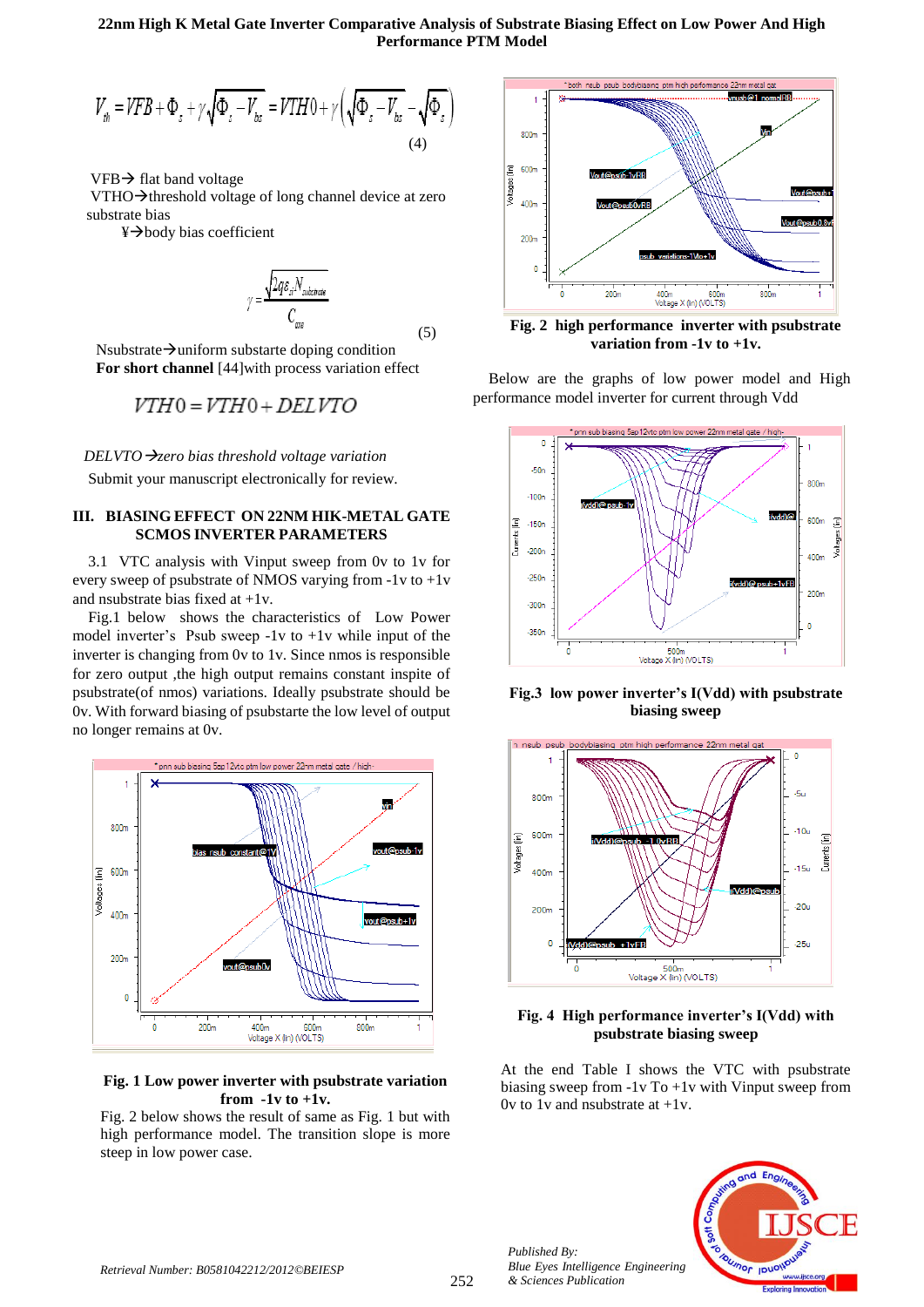$$V_{th} = VFB + \Phi_s + \gamma\sqrt{\Phi_s - V_{bs}} = VTH0 + \gamma\left(\sqrt{\Phi_s - V_{bs}} - \sqrt{\Phi_s}\right) \quad (4)$$

VFB→ flat band voltage
VTHO→threshold voltage of long channel device at zero substrate bias
¥→body bias coefficient

$$\gamma = \frac{\sqrt{2q\varepsilon_{si}N_{substrate}}}{C_{ox}} \quad (5)$$

Nsubstrate→uniform substarte doping condition
**For short channel** [44]with process variation effect

$$VTH0 = VTH0 + DELVTO$$

*DELVTO→zero bias threshold voltage variation*
Submit your manuscript electronically for review.

## III. BIASING EFFECT ON 22NM HIK-METAL GATE SCMOS INVERTER PARAMETERS

3.1 VTC analysis with Vinput sweep from 0v to 1v for every sweep of psubstrate of NMOS varying from -1v to +1v and nsubstrate bias fixed at +1v.

Fig.1 below shows the characteristics of Low Power model inverter's Psub sweep -1v to +1v while input of the inverter is changing from 0v to 1v. Since nmos is responsible for zero output ,the high output remains constant inspite of psubstrate(of nmos) variations. Ideally psubstrate should be 0v. With forward biasing of psubstarte the low level of output no longer remains at 0v.

**Fig. 1 Low power inverter with psubstrate variation from -1v to +1v.**

Fig. 2 below shows the result of same as Fig. 1 but with high performance model. The transition slope is more steep in low power case.

**Fig. 2 high performance inverter with psubstrate variation from -1v to +1v.**

Below are the graphs of low power model and High performance model inverter for current through Vdd

**Fig.3 low power inverter's I(Vdd) with psubstrate biasing sweep**

**Fig. 4 High performance inverter's I(Vdd) with psubstrate biasing sweep**

At the end Table I shows the VTC with psubstrate biasing sweep from -1v To +1v with Vinput sweep from 0v to 1v and nsubstrate at +1v.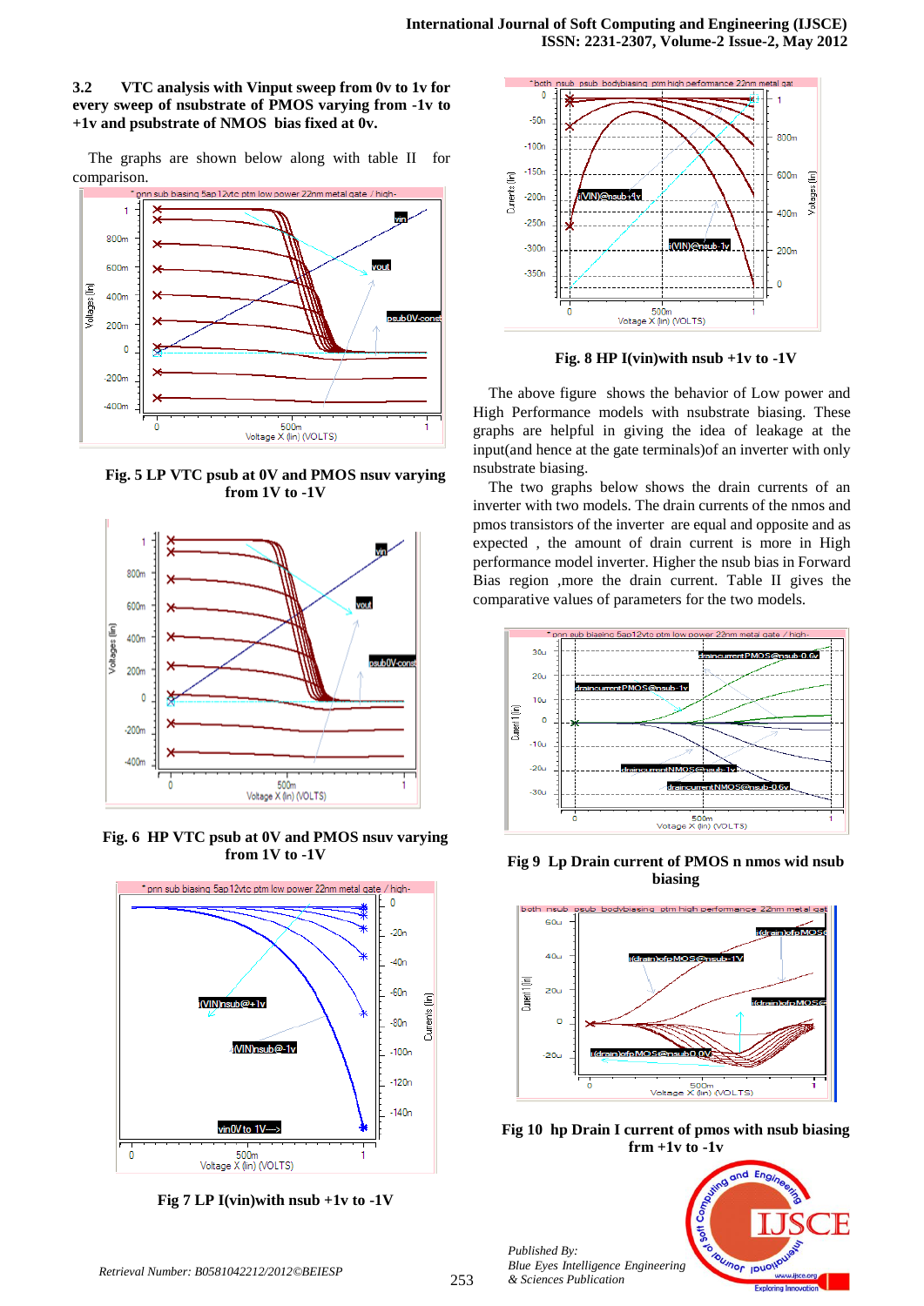### 3.2 VTC analysis with Vinput sweep from 0v to 1v for every sweep of nsubstrate of PMOS varying from -1v to +1v and psubstrate of NMOS bias fixed at 0v.

The graphs are shown below along with table II for comparison.

Fig. 5 LP VTC psub at 0V and PMOS nsuv varying from 1V to -1V

Fig. 6 HP VTC psub at 0V and PMOS nsuv varying from 1V to -1V

Fig 7 LP I(vin)with nsub +1v to -1V

Fig. 8 HP I(vin)with nsub +1v to -1V

The above figure shows the behavior of Low power and High Performance models with nsubstrate biasing. These graphs are helpful in giving the idea of leakage at the input(and hence at the gate terminals)of an inverter with only nsubstrate biasing.

The two graphs below shows the drain currents of an inverter with two models. The drain currents of the nmos and pmos transistors of the inverter are equal and opposite and as expected , the amount of drain current is more in High performance model inverter. Higher the nsub bias in Forward Bias region ,more the drain current. Table II gives the comparative values of parameters for the two models.

Fig 9 Lp Drain current of PMOS n nmos wid nsub biasing

Fig 10 hp Drain I current of pmos with nsub biasing frm +1v to -1v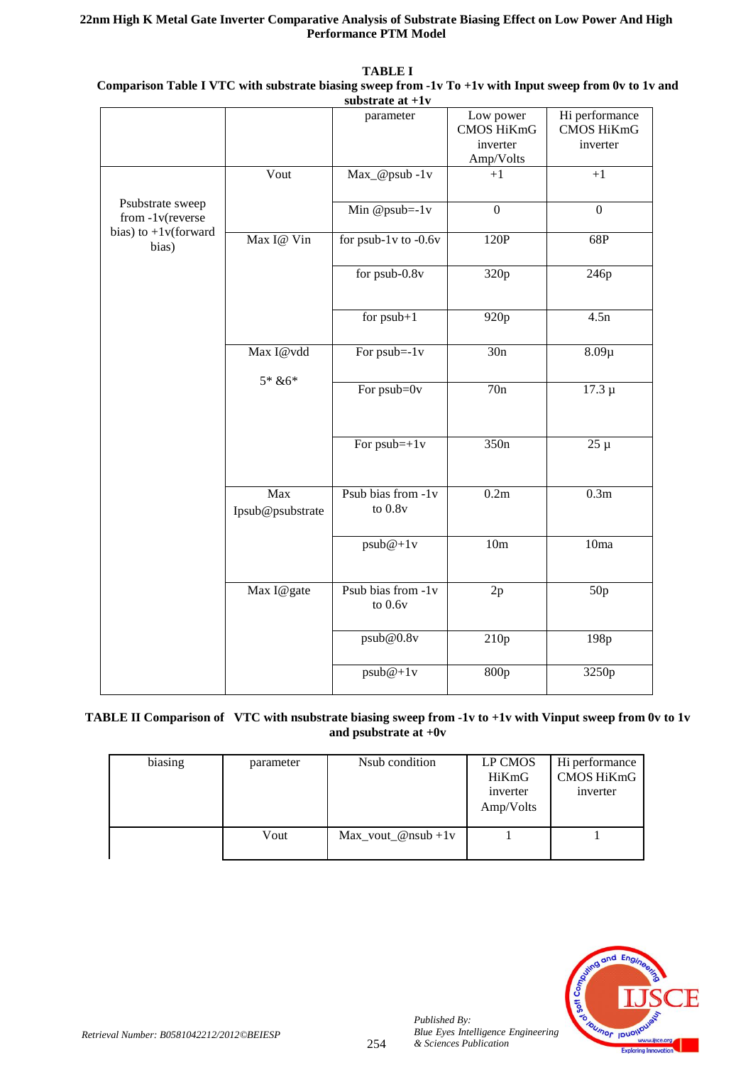**TABLE I**

**Comparison Table I VTC with substrate biasing sweep from -1v To +1v with Input sweep from 0v to 1v and substrate at +1v**

| | | parameter | Low power CMOS HiKmG inverter Amp/Volts | Hi performance CMOS HiKmG inverter |
|---|---|---|---|---|
| Psubstrate sweep from -1v(reverse bias) to +1v(forward bias) | Vout | Max_@psub -1v | +1 | +1 |
| | | Min @psub=-1v | 0 | 0 |
| | Max I@ Vin | for psub-1v to -0.6v | 120P | 68P |
| | | for psub-0.8v | 320p | 246p |
| | | for psub+1 | 920p | 4.5n |
| | Max I@vdd 5* &6* | For psub=-1v | 30n | 8.09µ |
| | | For psub=0v | 70n | 17.3 µ |
| | | For psub=+1v | 350n | 25 µ |
| | Max Ipsub@psubstrate | Psub bias from -1v to 0.8v | 0.2m | 0.3m |
| | | psub@+1v | 10m | 10ma |
| | Max I@gate | Psub bias from -1v to 0.6v | 2p | 50p |
| | | psub@0.8v | 210p | 198p |
| | | psub@+1v | 800p | 3250p |

**TABLE II Comparison of VTC with nsubstrate biasing sweep from -1v to +1v with Vinput sweep from 0v to 1v and psubstrate at +0v**

| biasing | parameter | Nsub condition | LP CMOS HiKmG inverter Amp/Volts | Hi performance CMOS HiKmG inverter |
|---|---|---|---|---|
| | Vout | Max_vout_@nsub +1v | 1 | 1 |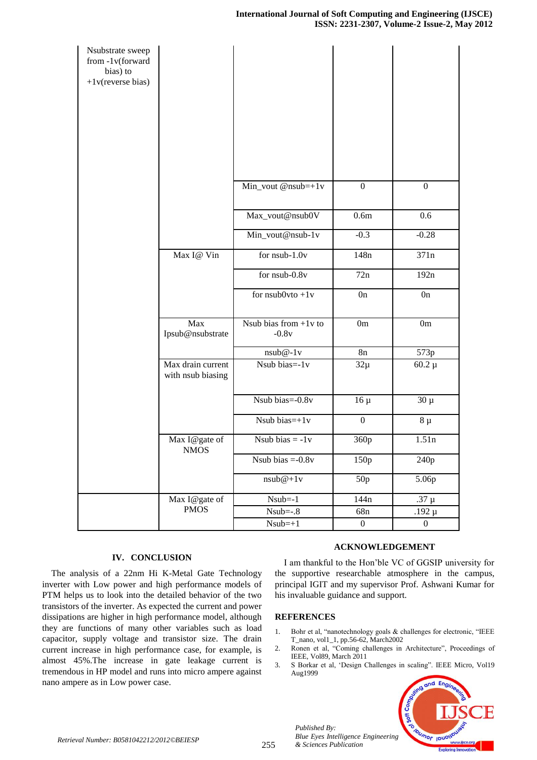| | | | | |
|---|---|---|---|---|
| Nsubstrate sweep from -1v(forward bias) to +1v(reverse bias) | | | | |
| | | Min_vout @nsub=+1v | 0 | 0 |
| | | Max_vout@nsub0V | 0.6m | 0.6 |
| | | Min_vout@nsub-1v | -0.3 | -0.28 |
| | Max I@ Vin | for nsub-1.0v | 148n | 371n |
| | | for nsub-0.8v | 72n | 192n |
| | | for nsub0vto +1v | 0n | 0n |
| | Max Ipsub@nsubstrate | Nsub bias from +1v to -0.8v | 0m | 0m |
| | | nsub@-1v | 8n | 573p |
| | Max drain current with nsub biasing | Nsub bias=-1v | 32µ | 60.2 µ |
| | | Nsub bias=-0.8v | 16 µ | 30 µ |
| | | Nsub bias=+1v | 0 | 8 µ |
| | Max I@gate of NMOS | Nsub bias = -1v | 360p | 1.51n |
| | | Nsub bias =-0.8v | 150p | 240p |
| | | nsub@+1v | 50p | 5.06p |
| | Max I@gate of PMOS | Nsub=-1 | 144n | .37 µ |
| | | Nsub=-.8 | 68n | .192 µ |
| | | Nsub=+1 | 0 | 0 |

## IV. CONCLUSION

The analysis of a 22nm Hi K-Metal Gate Technology inverter with Low power and high performance models of PTM helps us to look into the detailed behavior of the two transistors of the inverter. As expected the current and power dissipations are higher in high performance model, although they are functions of many other variables such as load capacitor, supply voltage and transistor size. The drain current increase in high performance case, for example, is almost 45%.The increase in gate leakage current is tremendous in HP model and runs into micro ampere against nano ampere as in Low power case.

## ACKNOWLEDGEMENT

I am thankful to the Hon'ble VC of GGSIP university for the supportive researchable atmosphere in the campus, principal IGIT and my supervisor Prof. Ashwani Kumar for his invaluable guidance and support.

## REFERENCES

1. Bohr et al, "nanotechnology goals & challenges for electronic, "IEEE T_nano, vol1_1, pp.56-62, March2002
2. Ronen et al, "Coming challenges in Architecture", Proceedings of IEEE, Vol89, March 2011
3. S Borkar et al, 'Design Challenges in scaling". IEEE Micro, Vol19 Aug1999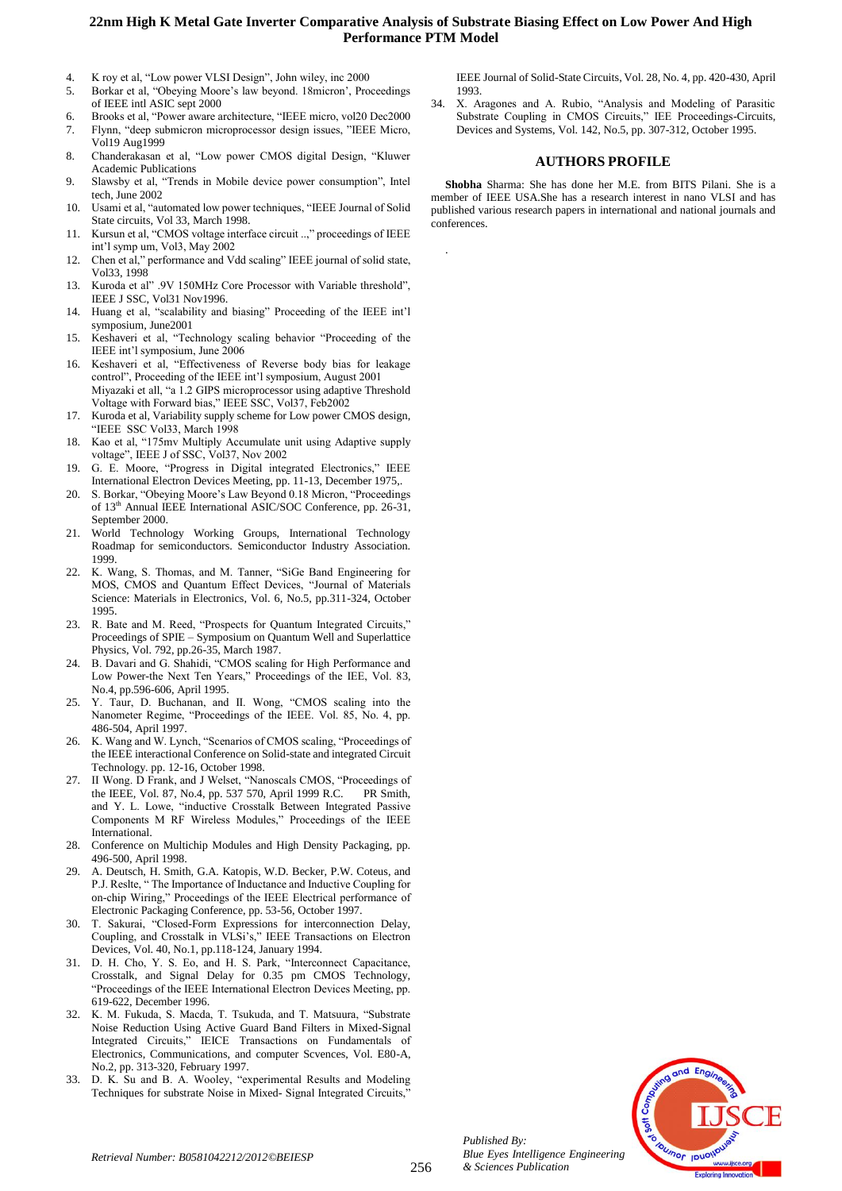4. K roy et al, "Low power VLSI Design", John wiley, inc 2000
5. Borkar et al, "Obeying Moore's law beyond. 18micron', Proceedings of IEEE intl ASIC sept 2000
6. Brooks et al, "Power aware architecture, "IEEE micro, vol20 Dec2000
7. Flynn, "deep submicron microprocessor design issues, "IEEE Micro, Vol19 Aug1999
8. Chanderakasan et al, "Low power CMOS digital Design, "Kluwer Academic Publications
9. Slawsby et al, "Trends in Mobile device power consumption", Intel tech, June 2002
10. Usami et al, "automated low power techniques, "IEEE Journal of Solid State circuits, Vol 33, March 1998.
11. Kursun et al, "CMOS voltage interface circuit ..," proceedings of IEEE int'l symp um, Vol3, May 2002
12. Chen et al," performance and Vdd scaling" IEEE journal of solid state, Vol33, 1998
13. Kuroda et al" .9V 150MHz Core Processor with Variable threshold", IEEE J SSC, Vol31 Nov1996.
14. Huang et al, "scalability and biasing" Proceeding of the IEEE int'l symposium, June2001
15. Keshaveri et al, "Technology scaling behavior "Proceeding of the IEEE int'l symposium, June 2006
16. Keshaveri et al, "Effectiveness of Reverse body bias for leakage control", Proceeding of the IEEE int'l symposium, August 2001 Miyazaki et all, "a 1.2 GIPS microprocessor using adaptive Threshold Voltage with Forward bias," IEEE SSC, Vol37, Feb2002
17. Kuroda et al, Variability supply scheme for Low power CMOS design, "IEEE SSC Vol33, March 1998
18. Kao et al, "175mv Multiply Accumulate unit using Adaptive supply voltage", IEEE J of SSC, Vol37, Nov 2002
19. G. E. Moore, "Progress in Digital integrated Electronics," IEEE International Electron Devices Meeting, pp. 11-13, December 1975,.
20. S. Borkar, "Obeying Moore's Law Beyond 0.18 Micron, "Proceedings of 13th Annual IEEE International ASIC/SOC Conference, pp. 26-31, September 2000.
21. World Technology Working Groups, International Technology Roadmap for semiconductors. Semiconductor Industry Association. 1999.
22. K. Wang, S. Thomas, and M. Tanner, "SiGe Band Engineering for MOS, CMOS and Quantum Effect Devices, "Journal of Materials Science: Materials in Electronics, Vol. 6, No.5, pp.311-324, October 1995.
23. R. Bate and M. Reed, "Prospects for Quantum Integrated Circuits," Proceedings of SPIE – Symposium on Quantum Well and Superlattice Physics, Vol. 792, pp.26-35, March 1987.
24. B. Davari and G. Shahidi, "CMOS scaling for High Performance and Low Power-the Next Ten Years," Proceedings of the IEE, Vol. 83, No.4, pp.596-606, April 1995.
25. Y. Taur, D. Buchanan, and II. Wong, "CMOS scaling into the Nanometer Regime, "Proceedings of the IEEE. Vol. 85, No. 4, pp. 486-504, April 1997.
26. K. Wang and W. Lynch, "Scenarios of CMOS scaling, "Proceedings of the IEEE interactional Conference on Solid-state and integrated Circuit Technology. pp. 12-16, October 1998.
27. II Wong. D Frank, and J Welset, "Nanoscals CMOS, "Proceedings of the IEEE, Vol. 87, No.4, pp. 537 570, April 1999 R.C. PR Smith, and Y. L. Lowe, "inductive Crosstalk Between Integrated Passive Components M RF Wireless Modules," Proceedings of the IEEE International.
28. Conference on Multichip Modules and High Density Packaging, pp. 496-500, April 1998.
29. A. Deutsch, H. Smith, G.A. Katopis, W.D. Becker, P.W. Coteus, and P.J. Reslte, " The Importance of Inductance and Inductive Coupling for on-chip Wiring," Proceedings of the IEEE Electrical performance of Electronic Packaging Conference, pp. 53-56, October 1997.
30. T. Sakurai, "Closed-Form Expressions for interconnection Delay, Coupling, and Crosstalk in VLSi's," IEEE Transactions on Electron Devices, Vol. 40, No.1, pp.118-124, January 1994.
31. D. H. Cho, Y. S. Eo, and H. S. Park, "Interconnect Capacitance, Crosstalk, and Signal Delay for 0.35 pm CMOS Technology, "Proceedings of the IEEE International Electron Devices Meeting, pp. 619-622, December 1996.
32. K. M. Fukuda, S. Macda, T. Tsukuda, and T. Matsuura, "Substrate Noise Reduction Using Active Guard Band Filters in Mixed-Signal Integrated Circuits," IEICE Transactions on Fundamentals of Electronics, Communications, and computer Scvences, Vol. E80-A, No.2, pp. 313-320, February 1997.
33. D. K. Su and B. A. Wooley, "experimental Results and Modeling Techniques for substrate Noise in Mixed- Signal Integrated Circuits," IEEE Journal of Solid-State Circuits, Vol. 28, No. 4, pp. 420-430, April 1993.
34. X. Aragones and A. Rubio, "Analysis and Modeling of Parasitic Substrate Coupling in CMOS Circuits," IEE Proceedings-Circuits, Devices and Systems, Vol. 142, No.5, pp. 307-312, October 1995.

## AUTHORS PROFILE

**Shobha** Sharma: She has done her M.E. from BITS Pilani. She is a member of IEEE USA.She has a research interest in nano VLSI and has published various research papers in international and national journals and conferences.